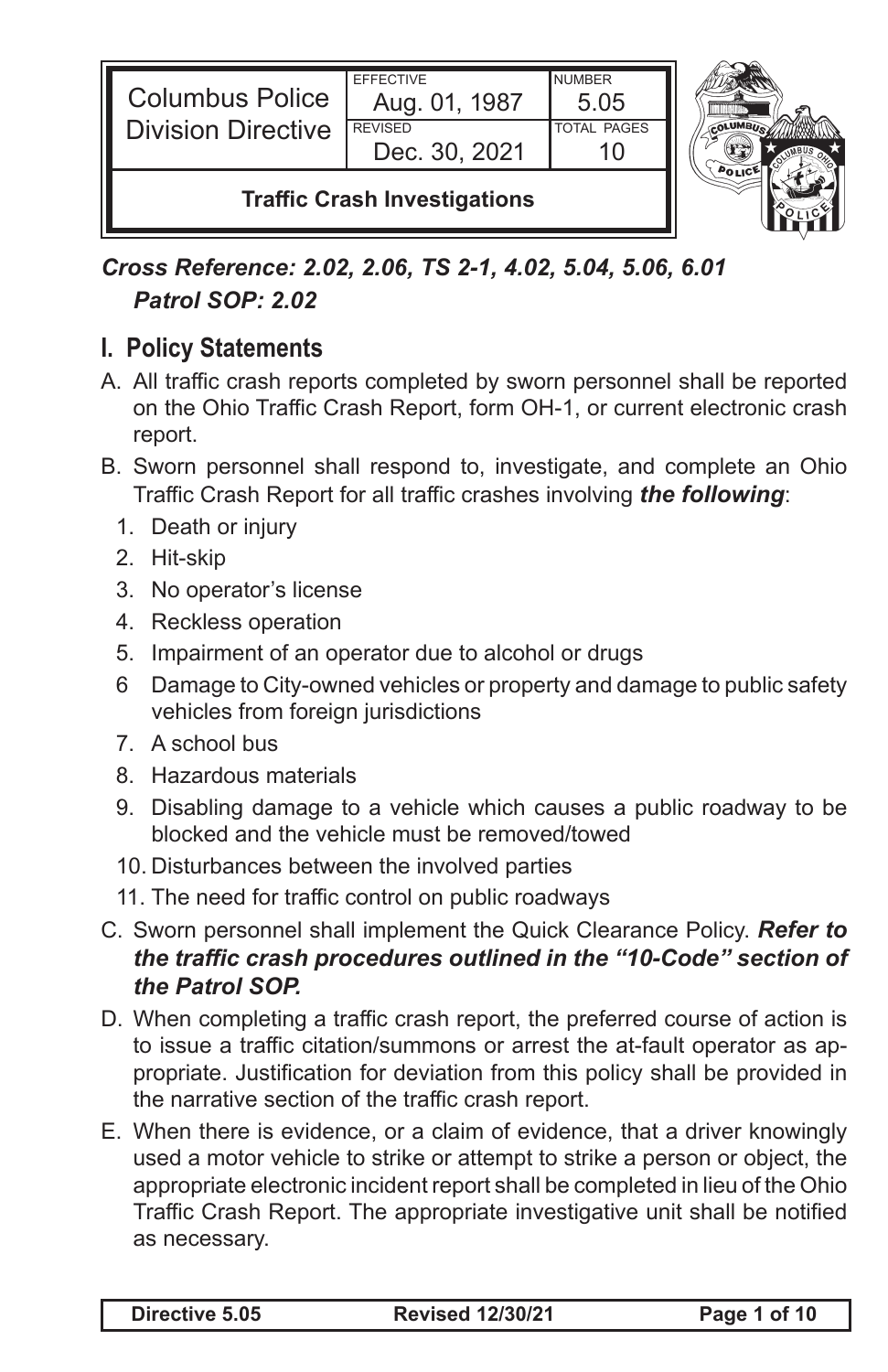| Columbus Police Division Directive | EFFECTIVE Aug. 01, 1987 | NUMBER 5.05 |
| --- | --- | --- |
| | REVISED Dec. 30, 2021 | TOTAL PAGES 10 |
| **Traffic Crash Investigations** | | |

***Cross Reference: 2.02, 2.06, TS 2-1, 4.02, 5.04, 5.06, 6.01***
***Patrol SOP: 2.02***

## I. Policy Statements

A. All traffic crash reports completed by sworn personnel shall be reported on the Ohio Traffic Crash Report, form OH-1, or current electronic crash report.

B. Sworn personnel shall respond to, investigate, and complete an Ohio Traffic Crash Report for all traffic crashes involving ***the following***:

1. Death or injury
2. Hit-skip
3. No operator's license
4. Reckless operation
5. Impairment of an operator due to alcohol or drugs
6 Damage to City-owned vehicles or property and damage to public safety vehicles from foreign jurisdictions
7. A school bus
8. Hazardous materials
9. Disabling damage to a vehicle which causes a public roadway to be blocked and the vehicle must be removed/towed
10. Disturbances between the involved parties
11. The need for traffic control on public roadways

C. Sworn personnel shall implement the Quick Clearance Policy. ***Refer to the traffic crash procedures outlined in the "10-Code" section of the Patrol SOP.***

D. When completing a traffic crash report, the preferred course of action is to issue a traffic citation/summons or arrest the at-fault operator as appropriate. Justification for deviation from this policy shall be provided in the narrative section of the traffic crash report.

E. When there is evidence, or a claim of evidence, that a driver knowingly used a motor vehicle to strike or attempt to strike a person or object, the appropriate electronic incident report shall be completed in lieu of the Ohio Traffic Crash Report. The appropriate investigative unit shall be notified as necessary.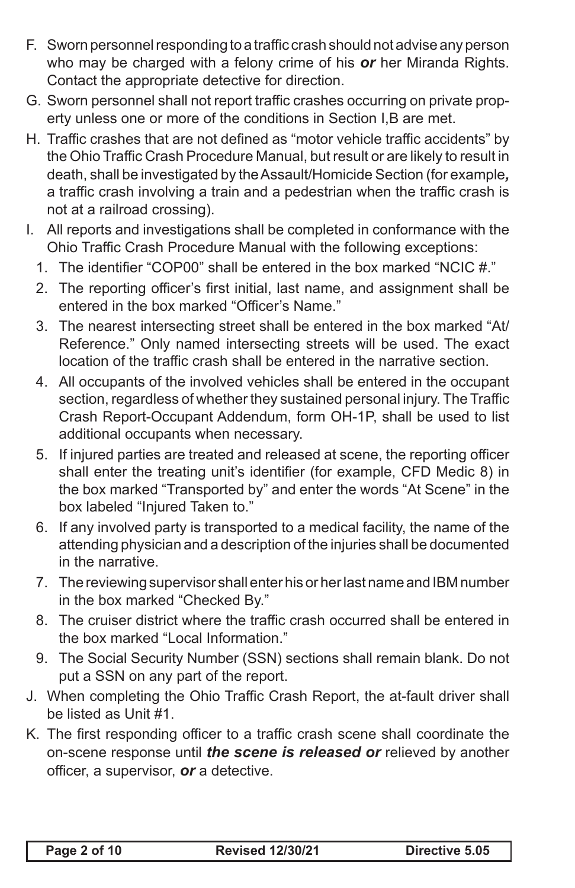F. Sworn personnel responding to a traffic crash should not advise any person who may be charged with a felony crime of his ***or*** her Miranda Rights. Contact the appropriate detective for direction.

G. Sworn personnel shall not report traffic crashes occurring on private property unless one or more of the conditions in Section I,B are met.

H. Traffic crashes that are not defined as "motor vehicle traffic accidents" by the Ohio Traffic Crash Procedure Manual, but result or are likely to result in death, shall be investigated by the Assault/Homicide Section (for example***,*** a traffic crash involving a train and a pedestrian when the traffic crash is not at a railroad crossing).

I. All reports and investigations shall be completed in conformance with the Ohio Traffic Crash Procedure Manual with the following exceptions:

   1. The identifier "COP00" shall be entered in the box marked "NCIC #."
   2. The reporting officer's first initial, last name, and assignment shall be entered in the box marked "Officer's Name."
   3. The nearest intersecting street shall be entered in the box marked "At/Reference." Only named intersecting streets will be used. The exact location of the traffic crash shall be entered in the narrative section.
   4. All occupants of the involved vehicles shall be entered in the occupant section, regardless of whether they sustained personal injury. The Traffic Crash Report-Occupant Addendum, form OH-1P, shall be used to list additional occupants when necessary.
   5. If injured parties are treated and released at scene, the reporting officer shall enter the treating unit's identifier (for example, CFD Medic 8) in the box marked "Transported by" and enter the words "At Scene" in the box labeled "Injured Taken to."
   6. If any involved party is transported to a medical facility, the name of the attending physician and a description of the injuries shall be documented in the narrative.
   7. The reviewing supervisor shall enter his or her last name and IBM number in the box marked "Checked By."
   8. The cruiser district where the traffic crash occurred shall be entered in the box marked "Local Information."
   9. The Social Security Number (SSN) sections shall remain blank. Do not put a SSN on any part of the report.

J. When completing the Ohio Traffic Crash Report, the at-fault driver shall be listed as Unit #1.

K. The first responding officer to a traffic crash scene shall coordinate the on-scene response until ***the scene is released or*** relieved by another officer, a supervisor, ***or*** a detective.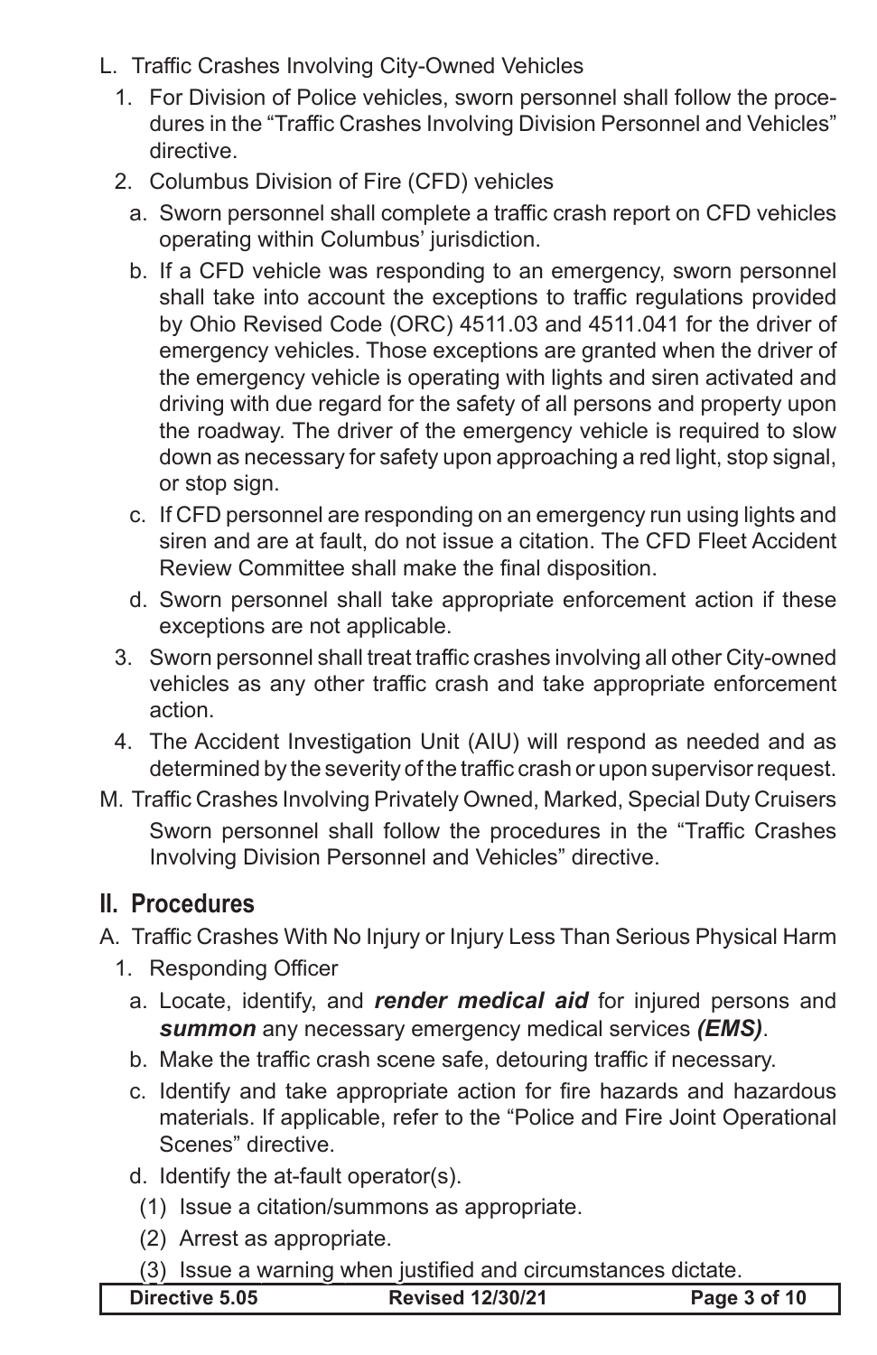L. Traffic Crashes Involving City-Owned Vehicles

1. For Division of Police vehicles, sworn personnel shall follow the procedures in the "Traffic Crashes Involving Division Personnel and Vehicles" directive.
2. Columbus Division of Fire (CFD) vehicles
   a. Sworn personnel shall complete a traffic crash report on CFD vehicles operating within Columbus' jurisdiction.
   b. If a CFD vehicle was responding to an emergency, sworn personnel shall take into account the exceptions to traffic regulations provided by Ohio Revised Code (ORC) 4511.03 and 4511.041 for the driver of emergency vehicles. Those exceptions are granted when the driver of the emergency vehicle is operating with lights and siren activated and driving with due regard for the safety of all persons and property upon the roadway. The driver of the emergency vehicle is required to slow down as necessary for safety upon approaching a red light, stop signal, or stop sign.
   c. If CFD personnel are responding on an emergency run using lights and siren and are at fault, do not issue a citation. The CFD Fleet Accident Review Committee shall make the final disposition.
   d. Sworn personnel shall take appropriate enforcement action if these exceptions are not applicable.
3. Sworn personnel shall treat traffic crashes involving all other City-owned vehicles as any other traffic crash and take appropriate enforcement action.
4. The Accident Investigation Unit (AIU) will respond as needed and as determined by the severity of the traffic crash or upon supervisor request.

M. Traffic Crashes Involving Privately Owned, Marked, Special Duty Cruisers

Sworn personnel shall follow the procedures in the "Traffic Crashes Involving Division Personnel and Vehicles" directive.

## II. Procedures

A. Traffic Crashes With No Injury or Injury Less Than Serious Physical Harm

1. Responding Officer
   a. Locate, identify, and ***render medical aid*** for injured persons and ***summon*** any necessary emergency medical services ***(EMS)***.
   b. Make the traffic crash scene safe, detouring traffic if necessary.
   c. Identify and take appropriate action for fire hazards and hazardous materials. If applicable, refer to the "Police and Fire Joint Operational Scenes" directive.
   d. Identify the at-fault operator(s).
      (1) Issue a citation/summons as appropriate.
      (2) Arrest as appropriate.
      (3) Issue a warning when justified and circumstances dictate.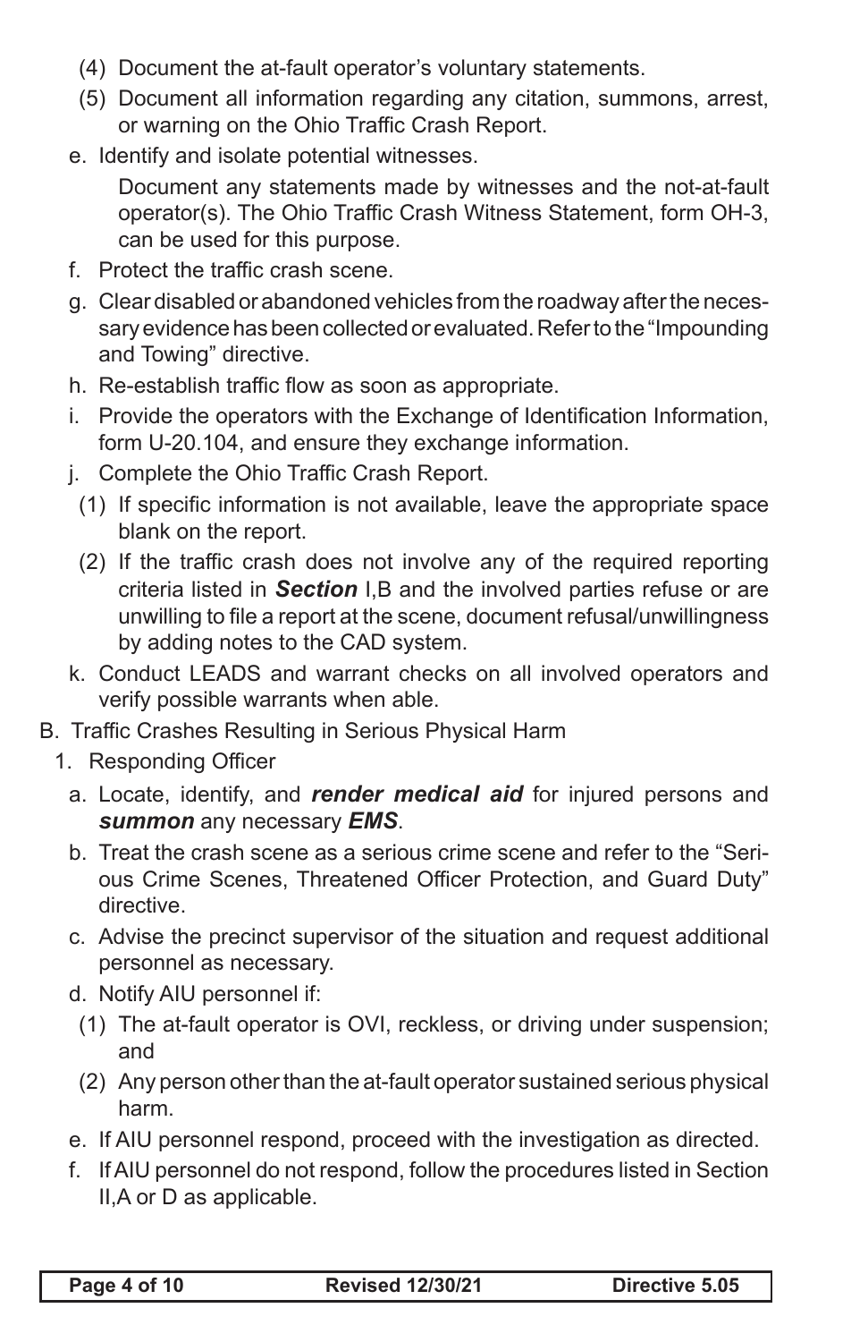(4) Document the at-fault operator's voluntary statements.

(5) Document all information regarding any citation, summons, arrest, or warning on the Ohio Traffic Crash Report.

e. Identify and isolate potential witnesses.

   Document any statements made by witnesses and the not-at-fault operator(s). The Ohio Traffic Crash Witness Statement, form OH-3, can be used for this purpose.

f. Protect the traffic crash scene.

g. Clear disabled or abandoned vehicles from the roadway after the necessary evidence has been collected or evaluated. Refer to the "Impounding and Towing" directive.

h. Re-establish traffic flow as soon as appropriate.

i. Provide the operators with the Exchange of Identification Information, form U-20.104, and ensure they exchange information.

j. Complete the Ohio Traffic Crash Report.

   (1) If specific information is not available, leave the appropriate space blank on the report.

   (2) If the traffic crash does not involve any of the required reporting criteria listed in ***Section*** I,B and the involved parties refuse or are unwilling to file a report at the scene, document refusal/unwillingness by adding notes to the CAD system.

k. Conduct LEADS and warrant checks on all involved operators and verify possible warrants when able.

B. Traffic Crashes Resulting in Serious Physical Harm

1. Responding Officer

   a. Locate, identify, and ***render medical aid*** for injured persons and ***summon*** any necessary ***EMS***.

   b. Treat the crash scene as a serious crime scene and refer to the "Serious Crime Scenes, Threatened Officer Protection, and Guard Duty" directive.

   c. Advise the precinct supervisor of the situation and request additional personnel as necessary.

   d. Notify AIU personnel if:

      (1) The at-fault operator is OVI, reckless, or driving under suspension; and

      (2) Any person other than the at-fault operator sustained serious physical harm.

   e. If AIU personnel respond, proceed with the investigation as directed.

   f. If AIU personnel do not respond, follow the procedures listed in Section II,A or D as applicable.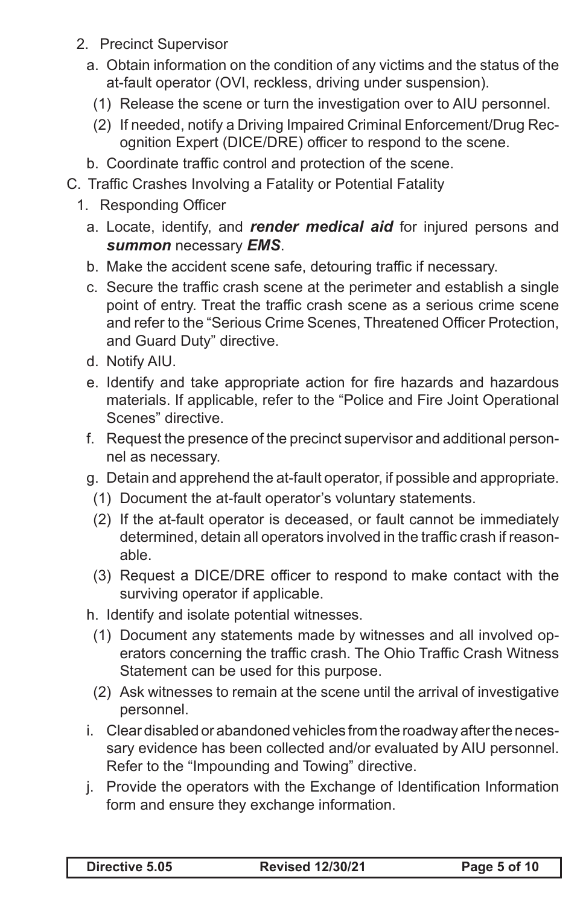2. Precinct Supervisor
   a. Obtain information on the condition of any victims and the status of the at-fault operator (OVI, reckless, driving under suspension).
      (1) Release the scene or turn the investigation over to AIU personnel.
      (2) If needed, notify a Driving Impaired Criminal Enforcement/Drug Recognition Expert (DICE/DRE) officer to respond to the scene.
   b. Coordinate traffic control and protection of the scene.

C. Traffic Crashes Involving a Fatality or Potential Fatality

1. Responding Officer
   a. Locate, identify, and ***render medical aid*** for injured persons and ***summon*** necessary ***EMS***.
   b. Make the accident scene safe, detouring traffic if necessary.
   c. Secure the traffic crash scene at the perimeter and establish a single point of entry. Treat the traffic crash scene as a serious crime scene and refer to the "Serious Crime Scenes, Threatened Officer Protection, and Guard Duty" directive.
   d. Notify AIU.
   e. Identify and take appropriate action for fire hazards and hazardous materials. If applicable, refer to the "Police and Fire Joint Operational Scenes" directive.
   f. Request the presence of the precinct supervisor and additional personnel as necessary.
   g. Detain and apprehend the at-fault operator, if possible and appropriate.
      (1) Document the at-fault operator's voluntary statements.
      (2) If the at-fault operator is deceased, or fault cannot be immediately determined, detain all operators involved in the traffic crash if reasonable.
      (3) Request a DICE/DRE officer to respond to make contact with the surviving operator if applicable.
   h. Identify and isolate potential witnesses.
      (1) Document any statements made by witnesses and all involved operators concerning the traffic crash. The Ohio Traffic Crash Witness Statement can be used for this purpose.
      (2) Ask witnesses to remain at the scene until the arrival of investigative personnel.
   i. Clear disabled or abandoned vehicles from the roadway after the necessary evidence has been collected and/or evaluated by AIU personnel. Refer to the "Impounding and Towing" directive.
   j. Provide the operators with the Exchange of Identification Information form and ensure they exchange information.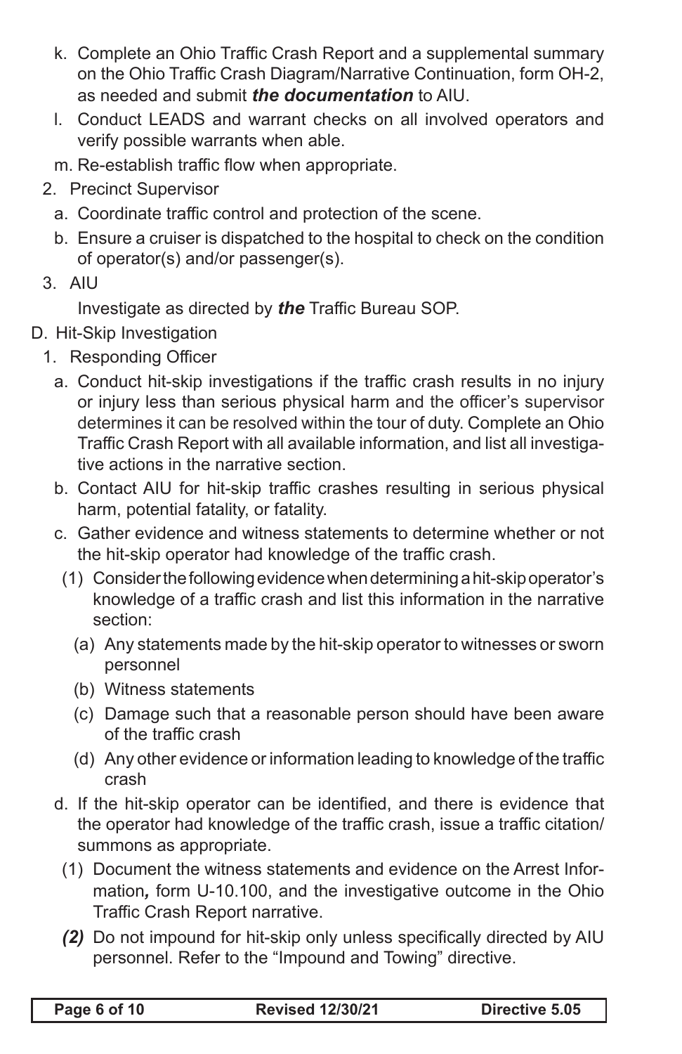k. Complete an Ohio Traffic Crash Report and a supplemental summary on the Ohio Traffic Crash Diagram/Narrative Continuation, form OH-2, as needed and submit ***the documentation*** to AIU.

l. Conduct LEADS and warrant checks on all involved operators and verify possible warrants when able.

m. Re-establish traffic flow when appropriate.

2. Precinct Supervisor

   a. Coordinate traffic control and protection of the scene.

   b. Ensure a cruiser is dispatched to the hospital to check on the condition of operator(s) and/or passenger(s).

3. AIU

   Investigate as directed by ***the*** Traffic Bureau SOP.

D. Hit-Skip Investigation

1. Responding Officer

   a. Conduct hit-skip investigations if the traffic crash results in no injury or injury less than serious physical harm and the officer's supervisor determines it can be resolved within the tour of duty. Complete an Ohio Traffic Crash Report with all available information, and list all investigative actions in the narrative section.

   b. Contact AIU for hit-skip traffic crashes resulting in serious physical harm, potential fatality, or fatality.

   c. Gather evidence and witness statements to determine whether or not the hit-skip operator had knowledge of the traffic crash.

      (1) Consider the following evidence when determining a hit-skip operator's knowledge of a traffic crash and list this information in the narrative section:

         (a) Any statements made by the hit-skip operator to witnesses or sworn personnel

         (b) Witness statements

         (c) Damage such that a reasonable person should have been aware of the traffic crash

         (d) Any other evidence or information leading to knowledge of the traffic crash

   d. If the hit-skip operator can be identified, and there is evidence that the operator had knowledge of the traffic crash, issue a traffic citation/summons as appropriate.

      (1) Document the witness statements and evidence on the Arrest Information***,*** form U-10.100, and the investigative outcome in the Ohio Traffic Crash Report narrative.

      ***(2)*** Do not impound for hit-skip only unless specifically directed by AIU personnel. Refer to the "Impound and Towing" directive.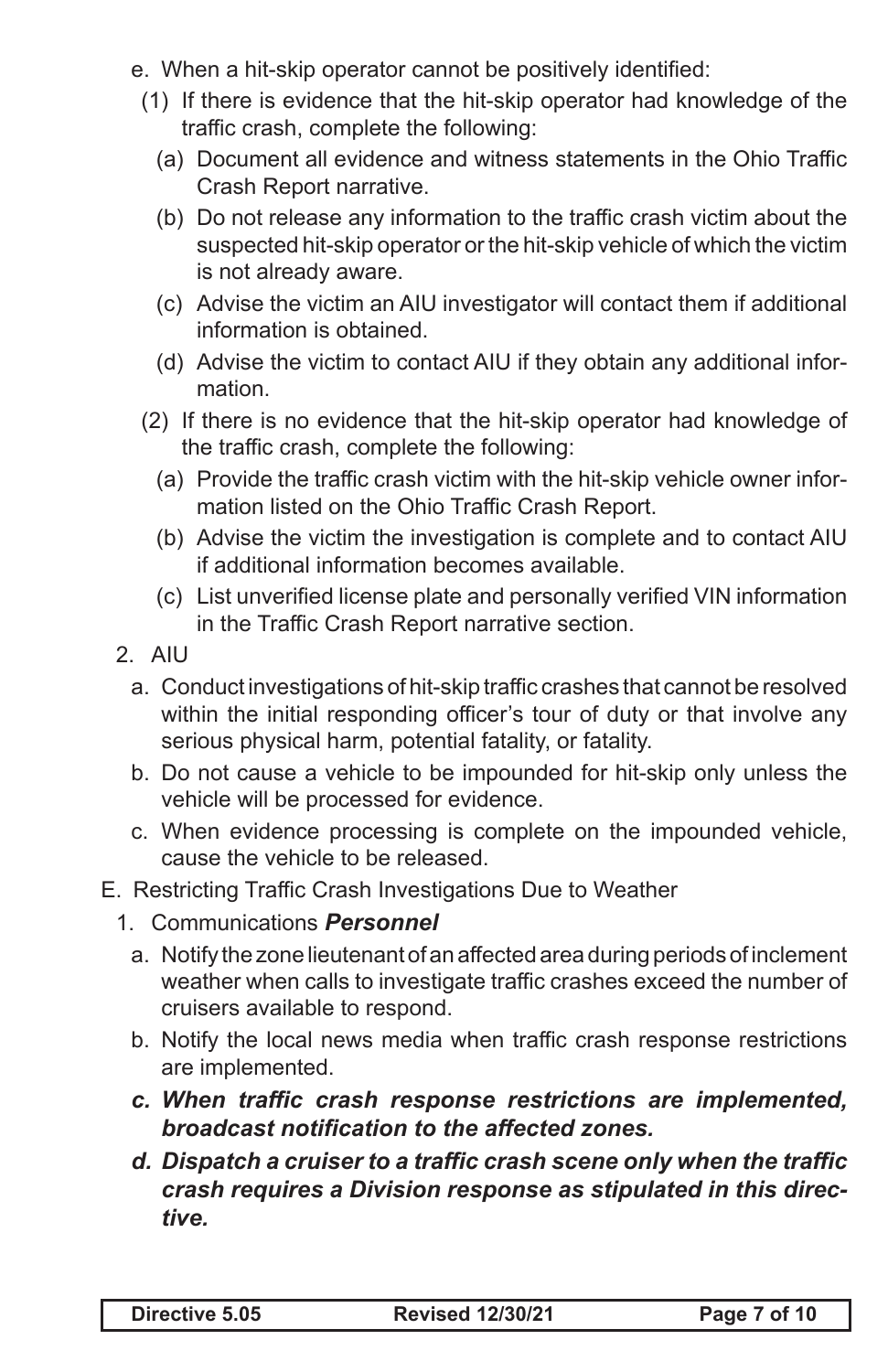e. When a hit-skip operator cannot be positively identified:

(1) If there is evidence that the hit-skip operator had knowledge of the traffic crash, complete the following:

(a) Document all evidence and witness statements in the Ohio Traffic Crash Report narrative.

(b) Do not release any information to the traffic crash victim about the suspected hit-skip operator or the hit-skip vehicle of which the victim is not already aware.

(c) Advise the victim an AIU investigator will contact them if additional information is obtained.

(d) Advise the victim to contact AIU if they obtain any additional information.

(2) If there is no evidence that the hit-skip operator had knowledge of the traffic crash, complete the following:

(a) Provide the traffic crash victim with the hit-skip vehicle owner information listed on the Ohio Traffic Crash Report.

(b) Advise the victim the investigation is complete and to contact AIU if additional information becomes available.

(c) List unverified license plate and personally verified VIN information in the Traffic Crash Report narrative section.

2. AIU

a. Conduct investigations of hit-skip traffic crashes that cannot be resolved within the initial responding officer's tour of duty or that involve any serious physical harm, potential fatality, or fatality.

b. Do not cause a vehicle to be impounded for hit-skip only unless the vehicle will be processed for evidence.

c. When evidence processing is complete on the impounded vehicle, cause the vehicle to be released.

E. Restricting Traffic Crash Investigations Due to Weather

1. Communications ***Personnel***

a. Notify the zone lieutenant of an affected area during periods of inclement weather when calls to investigate traffic crashes exceed the number of cruisers available to respond.

b. Notify the local news media when traffic crash response restrictions are implemented.

***c. When traffic crash response restrictions are implemented, broadcast notification to the affected zones.***

***d. Dispatch a cruiser to a traffic crash scene only when the traffic crash requires a Division response as stipulated in this directive.***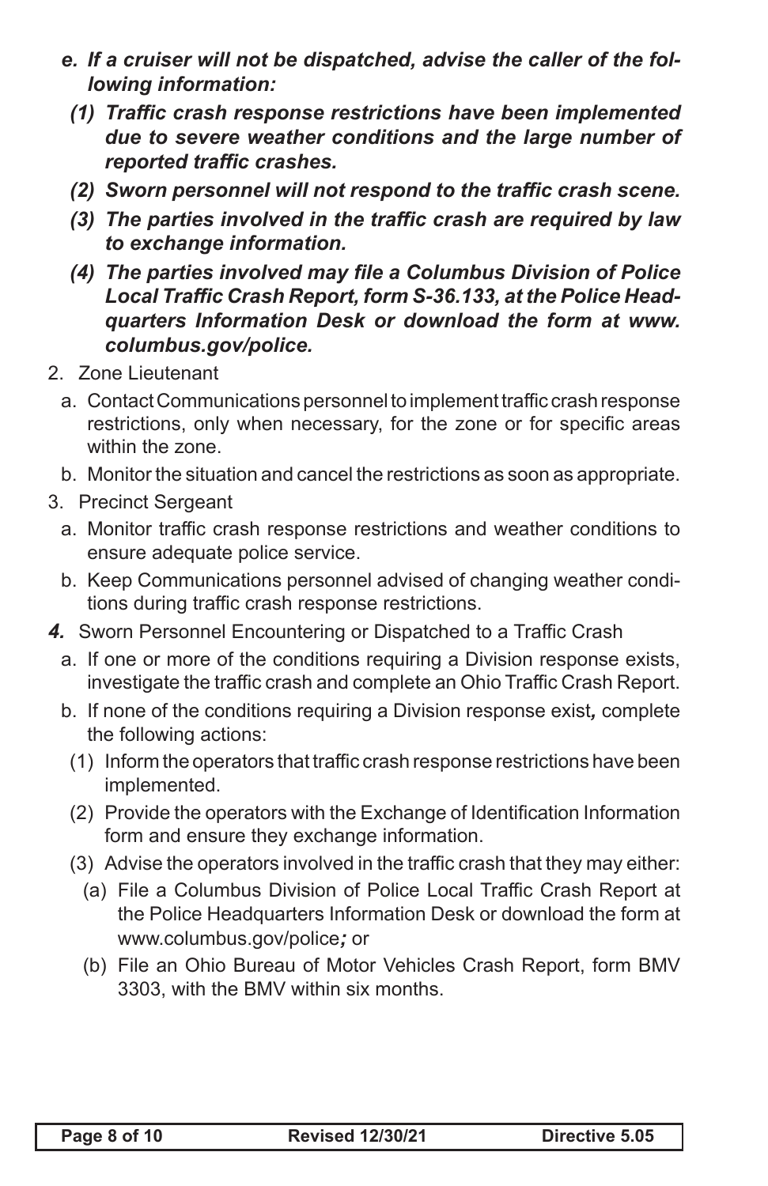*e. If a cruiser will not be dispatched, advise the caller of the following information:*

*(1) Traffic crash response restrictions have been implemented due to severe weather conditions and the large number of reported traffic crashes.*

*(2) Sworn personnel will not respond to the traffic crash scene.*

*(3) The parties involved in the traffic crash are required by law to exchange information.*

*(4) The parties involved may file a Columbus Division of Police Local Traffic Crash Report, form S-36.133, at the Police Headquarters Information Desk or download the form at www.columbus.gov/police.*

2. Zone Lieutenant

   a. Contact Communications personnel to implement traffic crash response restrictions, only when necessary, for the zone or for specific areas within the zone.

   b. Monitor the situation and cancel the restrictions as soon as appropriate.

3. Precinct Sergeant

   a. Monitor traffic crash response restrictions and weather conditions to ensure adequate police service.

   b. Keep Communications personnel advised of changing weather conditions during traffic crash response restrictions.

***4.*** Sworn Personnel Encountering or Dispatched to a Traffic Crash

   a. If one or more of the conditions requiring a Division response exists, investigate the traffic crash and complete an Ohio Traffic Crash Report.

   b. If none of the conditions requiring a Division response exist***,*** complete the following actions:

      (1) Inform the operators that traffic crash response restrictions have been implemented.

      (2) Provide the operators with the Exchange of Identification Information form and ensure they exchange information.

      (3) Advise the operators involved in the traffic crash that they may either:

         (a) File a Columbus Division of Police Local Traffic Crash Report at the Police Headquarters Information Desk or download the form at www.columbus.gov/police***;*** or

         (b) File an Ohio Bureau of Motor Vehicles Crash Report, form BMV 3303, with the BMV within six months.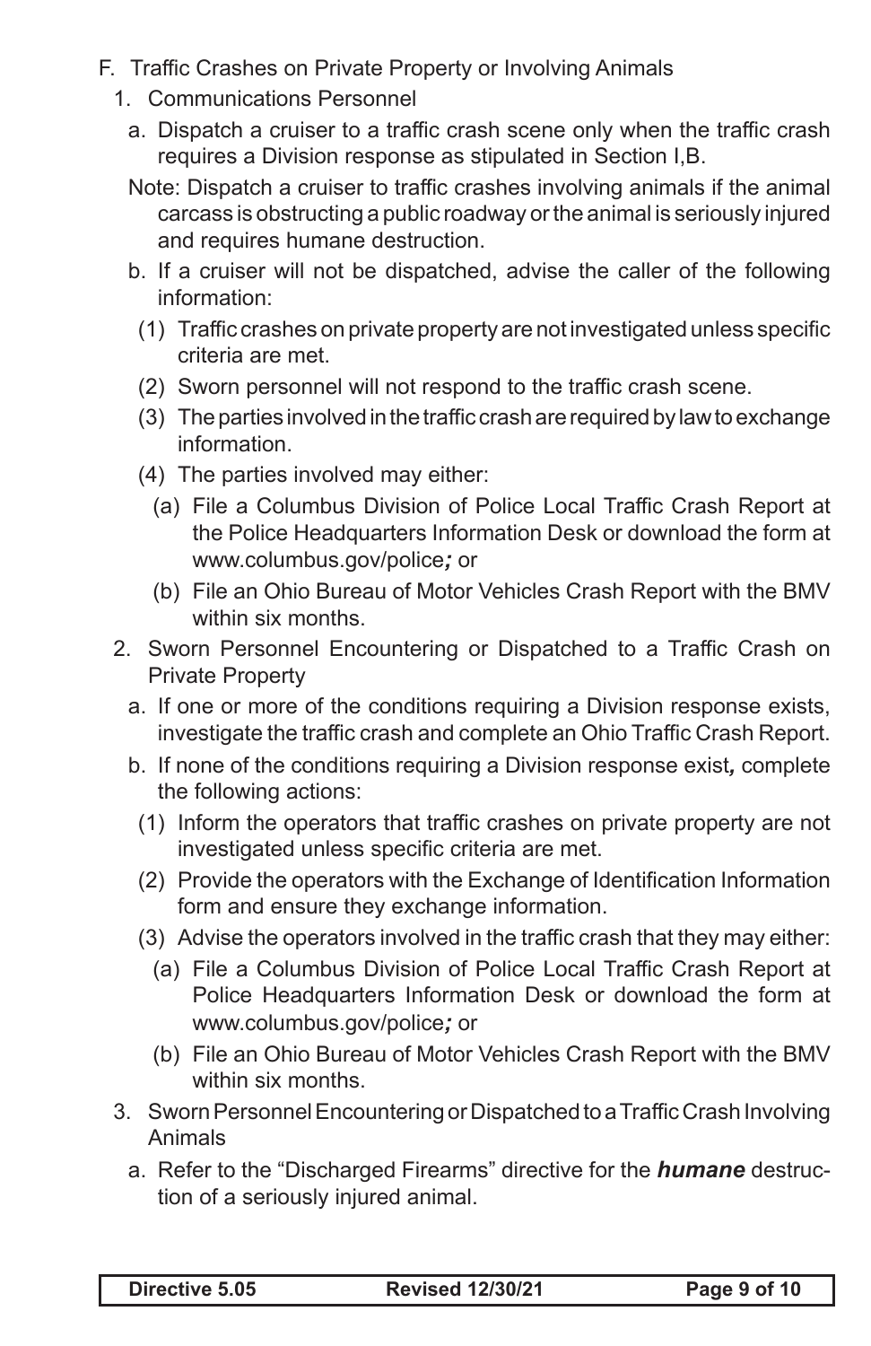F. Traffic Crashes on Private Property or Involving Animals

1. Communications Personnel

   a. Dispatch a cruiser to a traffic crash scene only when the traffic crash requires a Division response as stipulated in Section I,B.

   Note: Dispatch a cruiser to traffic crashes involving animals if the animal carcass is obstructing a public roadway or the animal is seriously injured and requires humane destruction.

   b. If a cruiser will not be dispatched, advise the caller of the following information:

      (1) Traffic crashes on private property are not investigated unless specific criteria are met.

      (2) Sworn personnel will not respond to the traffic crash scene.

      (3) The parties involved in the traffic crash are required by law to exchange information.

      (4) The parties involved may either:

         (a) File a Columbus Division of Police Local Traffic Crash Report at the Police Headquarters Information Desk or download the form at www.columbus.gov/police***;*** or

         (b) File an Ohio Bureau of Motor Vehicles Crash Report with the BMV within six months.

2. Sworn Personnel Encountering or Dispatched to a Traffic Crash on Private Property

   a. If one or more of the conditions requiring a Division response exists, investigate the traffic crash and complete an Ohio Traffic Crash Report.

   b. If none of the conditions requiring a Division response exist***,*** complete the following actions:

      (1) Inform the operators that traffic crashes on private property are not investigated unless specific criteria are met.

      (2) Provide the operators with the Exchange of Identification Information form and ensure they exchange information.

      (3) Advise the operators involved in the traffic crash that they may either:

         (a) File a Columbus Division of Police Local Traffic Crash Report at Police Headquarters Information Desk or download the form at www.columbus.gov/police***;*** or

         (b) File an Ohio Bureau of Motor Vehicles Crash Report with the BMV within six months.

3. Sworn Personnel Encountering or Dispatched to a Traffic Crash Involving Animals

   a. Refer to the "Discharged Firearms" directive for the ***humane*** destruction of a seriously injured animal.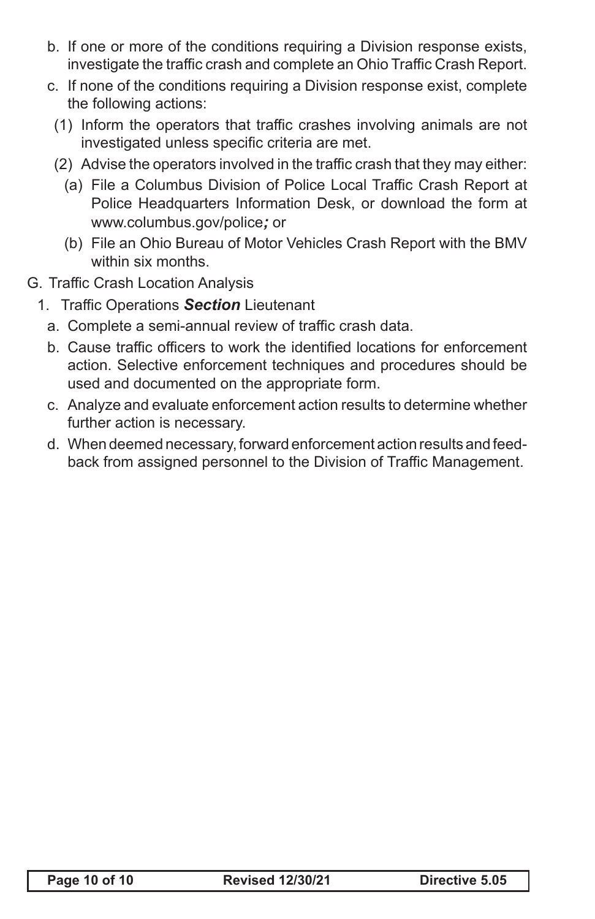b. If one or more of the conditions requiring a Division response exists, investigate the traffic crash and complete an Ohio Traffic Crash Report.

c. If none of the conditions requiring a Division response exist, complete the following actions:

   (1) Inform the operators that traffic crashes involving animals are not investigated unless specific criteria are met.

   (2) Advise the operators involved in the traffic crash that they may either:

      (a) File a Columbus Division of Police Local Traffic Crash Report at Police Headquarters Information Desk, or download the form at www.columbus.gov/police***;*** or

      (b) File an Ohio Bureau of Motor Vehicles Crash Report with the BMV within six months.

G. Traffic Crash Location Analysis

   1. Traffic Operations ***Section*** Lieutenant

      a. Complete a semi-annual review of traffic crash data.

      b. Cause traffic officers to work the identified locations for enforcement action. Selective enforcement techniques and procedures should be used and documented on the appropriate form.

      c. Analyze and evaluate enforcement action results to determine whether further action is necessary.

      d. When deemed necessary, forward enforcement action results and feedback from assigned personnel to the Division of Traffic Management.